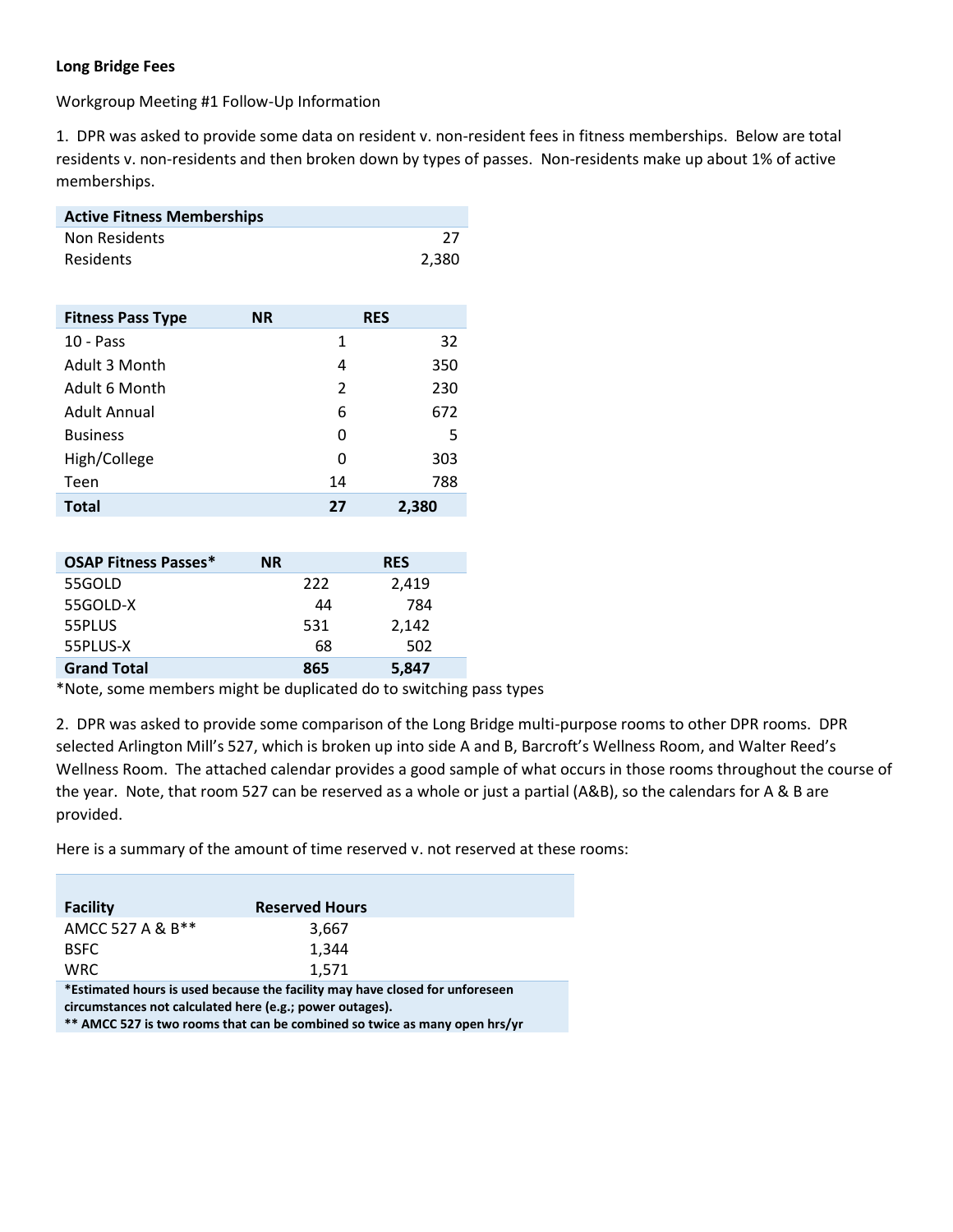**Long Bridge Fees**

Workgroup Meeting #1 Follow-Up Information

1. DPR was asked to provide some data on resident v. non-resident fees in fitness memberships. Below are total residents v. non-residents and then broken down by types of passes. Non-residents make up about 1% of active memberships.

| Active Fitness Memberships | |
|---|---|
| Non Residents | 27 |
| Residents | 2,380 |

| Fitness Pass Type | NR | RES |
|---|---|---|
| 10 - Pass | 1 | 32 |
| Adult 3 Month | 4 | 350 |
| Adult 6 Month | 2 | 230 |
| Adult Annual | 6 | 672 |
| Business | 0 | 5 |
| High/College | 0 | 303 |
| Teen | 14 | 788 |
| **Total** | **27** | **2,380** |

| OSAP Fitness Passes* | NR | RES |
|---|---|---|
| 55GOLD | 222 | 2,419 |
| 55GOLD-X | 44 | 784 |
| 55PLUS | 531 | 2,142 |
| 55PLUS-X | 68 | 502 |
| **Grand Total** | **865** | **5,847** |

*Note, some members might be duplicated do to switching pass types

2. DPR was asked to provide some comparison of the Long Bridge multi-purpose rooms to other DPR rooms. DPR selected Arlington Mill's 527, which is broken up into side A and B, Barcroft's Wellness Room, and Walter Reed's Wellness Room. The attached calendar provides a good sample of what occurs in those rooms throughout the course of the year. Note, that room 527 can be reserved as a whole or just a partial (A&B), so the calendars for A & B are provided.

Here is a summary of the amount of time reserved v. not reserved at these rooms:

| Facility | Reserved Hours |
|---|---|
| AMCC 527 A & B** | 3,667 |
| BSFC | 1,344 |
| WRC | 1,571 |

***Estimated hours is used because the facility may have closed for unforeseen circumstances not calculated here (e.g.; power outages).**
**** AMCC 527 is two rooms that can be combined so twice as many open hrs/yr**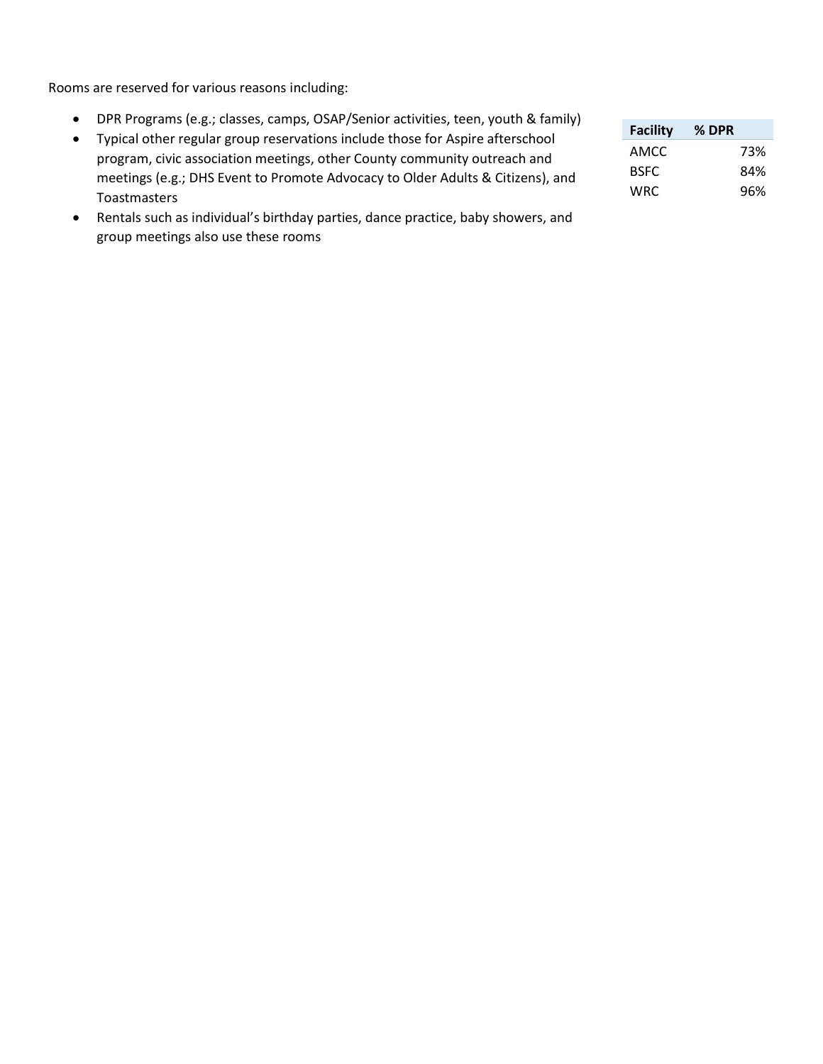Rooms are reserved for various reasons including:

- DPR Programs (e.g.; classes, camps, OSAP/Senior activities, teen, youth & family)
- Typical other regular group reservations include those for Aspire afterschool program, civic association meetings, other County community outreach and meetings (e.g.; DHS Event to Promote Advocacy to Older Adults & Citizens), and Toastmasters
- Rentals such as individual's birthday parties, dance practice, baby showers, and group meetings also use these rooms

| Facility | % DPR |
|---|---:|
| AMCC | 73% |
| BSFC | 84% |
| WRC | 96% |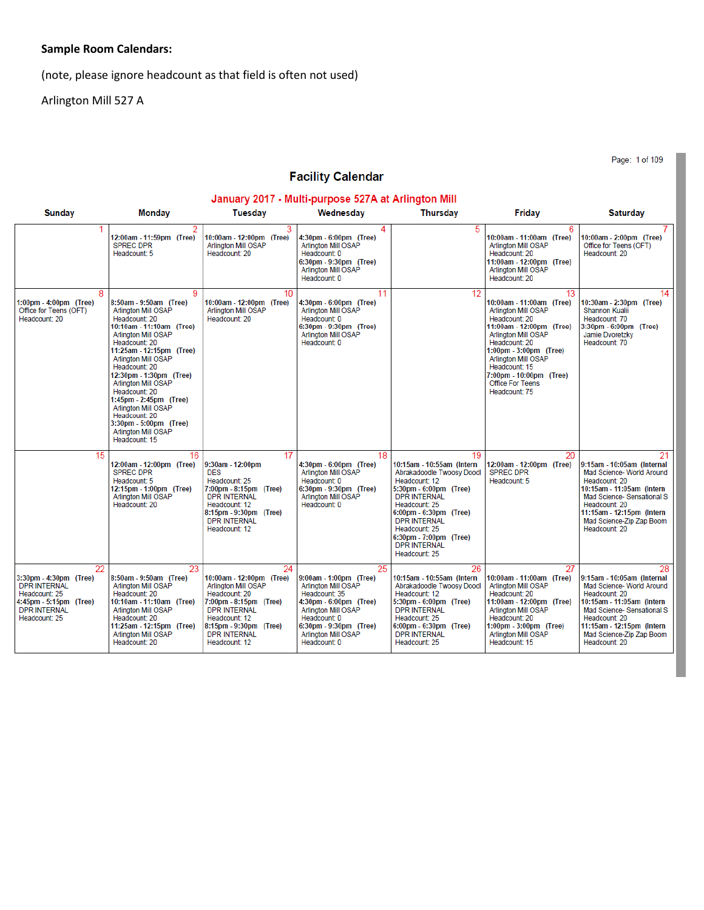**Sample Room Calendars:**

(note, please ignore headcount as that field is often not used)

Arlington Mill 527 A

## Facility Calendar

### January 2017 - Multi-purpose 527A at Arlington Mill

| Sunday | Monday | Tuesday | Wednesday | Thursday | Friday | Saturday |
|---|---|---|---|---|---|---|
| 1 | 2<br>**12:00am - 11:59pm (Tree)**<br>SPREC DPR<br>Headcount: 5 | 3<br>**10:00am - 12:00pm (Tree)**<br>Arlington Mill OSAP<br>Headcount: 20 | 4<br>**4:30pm - 6:00pm (Tree)**<br>Arlington Mill OSAP<br>Headcount: 0<br>**6:30pm - 9:30pm (Tree)**<br>Arlington Mill OSAP<br>Headcount: 0 | 5 | 6<br>**10:00am - 11:00am (Tree)**<br>Arlington Mill OSAP<br>Headcount: 20<br>**11:00am - 12:00pm (Tree)**<br>Arlington Mill OSAP<br>Headcount: 20 | 7<br>**10:00am - 2:00pm (Tree)**<br>Office for Teens (OFT)<br>Headcount: 20 |
| 8<br>**1:00pm - 4:00pm (Tree)**<br>Office for Teens (OFT)<br>Headcount: 20 | 9<br>**8:50am - 9:50am (Tree)**<br>Arlington Mill OSAP<br>Headcount: 20<br>**10:10am - 11:10am (Tree)**<br>Arlington Mill OSAP<br>Headcount: 20<br>**11:25am - 12:15pm (Tree)**<br>Arlington Mill OSAP<br>Headcount: 20<br>**12:30pm - 1:30pm (Tree)**<br>Arlington Mill OSAP<br>Headcount: 20<br>**1:45pm - 2:45pm (Tree)**<br>Arlington Mill OSAP<br>Headcount: 20<br>**3:30pm - 5:00pm (Tree)**<br>Arlington Mill OSAP<br>Headcount: 15 | 10<br>**10:00am - 12:00pm (Tree)**<br>Arlington Mill OSAP<br>Headcount: 20 | 11<br>**4:30pm - 6:00pm (Tree)**<br>Arlington Mill OSAP<br>Headcount: 0<br>**6:30pm - 9:30pm (Tree)**<br>Arlington Mill OSAP<br>Headcount: 0 | 12 | 13<br>**10:00am - 11:00am (Tree)**<br>Arlington Mill OSAP<br>Headcount: 20<br>**11:00am - 12:00pm (Tree)**<br>Arlington Mill OSAP<br>Headcount: 20<br>**1:00pm - 3:00pm (Tree)**<br>Arlington Mill OSAP<br>Headcount: 15<br>**7:00pm - 10:00pm (Tree)**<br>Office For Teens<br>Headcount: 75 | 14<br>**10:30am - 2:30pm (Tree)**<br>Shannon Kualii<br>Headcount: 70<br>**3:30pm - 6:00pm (Tree)**<br>Jamie Dvoretzky<br>Headcount: 70 |
| 15 | 16<br>**12:00am - 12:00pm (Tree)**<br>SPREC DPR<br>Headcount: 5<br>**12:15pm - 1:00pm (Tree)**<br>Arlington Mill OSAP<br>Headcount: 20 | 17<br>**9:30am - 12:00pm**<br>DES<br>Headcount: 25<br>**7:00pm - 8:15pm (Tree)**<br>DPR INTERNAL<br>Headcount: 12<br>**8:15pm - 9:30pm (Tree)**<br>DPR INTERNAL<br>Headcount: 12 | 18<br>**4:30pm - 6:00pm (Tree)**<br>Arlington Mill OSAP<br>Headcount: 0<br>**6:30pm - 9:30pm (Tree)**<br>Arlington Mill OSAP<br>Headcount: 0 | 19<br>**10:15am - 10:55am (Intern**<br>Abrakadoodle Twoosy Doodl<br>Headcount: 12<br>**5:30pm - 6:00pm (Tree)**<br>DPR INTERNAL<br>Headcount: 25<br>**6:00pm - 6:30pm (Tree)**<br>DPR INTERNAL<br>Headcount: 25<br>**6:30pm - 7:00pm (Tree)**<br>DPR INTERNAL<br>Headcount: 25 | 20<br>**12:00am - 12:00pm (Tree)**<br>SPREC DPR<br>Headcount: 5 | 21<br>**9:15am - 10:05am (Internal**<br>Mad Science- World Around<br>Headcount: 20<br>**10:15am - 11:05am (Intern**<br>Mad Science- Sensational S<br>Headcount: 20<br>**11:15am - 12:15pm (Intern**<br>Mad Science-Zip Zap Boom<br>Headcount: 20 |
| 22<br>**3:30pm - 4:30pm (Tree)**<br>DPR INTERNAL<br>Headcount: 25<br>**4:45pm - 5:15pm (Tree)**<br>DPR INTERNAL<br>Headcount: 25 | 23<br>**8:50am - 9:50am (Tree)**<br>Arlington Mill OSAP<br>Headcount: 20<br>**10:10am - 11:10am (Tree)**<br>Arlington Mill OSAP<br>Headcount: 20<br>**11:25am - 12:15pm (Tree)**<br>Arlington Mill OSAP<br>Headcount: 20 | 24<br>**10:00am - 12:00pm (Tree)**<br>Arlington Mill OSAP<br>Headcount: 20<br>**7:00pm - 8:15pm (Tree)**<br>DPR INTERNAL<br>Headcount: 12<br>**8:15pm - 9:30pm (Tree)**<br>DPR INTERNAL<br>Headcount: 12 | 25<br>**9:00am - 1:00pm (Tree)**<br>Arlington Mill OSAP<br>Headcount: 35<br>**4:30pm - 6:00pm (Tree)**<br>Arlington Mill OSAP<br>Headcount: 0<br>**6:30pm - 9:30pm (Tree)**<br>Arlington Mill OSAP<br>Headcount: 0 | 26<br>**10:15am - 10:55am (Intern**<br>Abrakadoodle Twoosy Doodl<br>Headcount: 12<br>**5:30pm - 6:00pm (Tree)**<br>DPR INTERNAL<br>Headcount: 25<br>**6:00pm - 6:30pm (Tree)**<br>DPR INTERNAL<br>Headcount: 25 | 27<br>**10:00am - 11:00am (Tree)**<br>Arlington Mill OSAP<br>Headcount: 20<br>**11:00am - 12:00pm (Tree)**<br>Arlington Mill OSAP<br>Headcount: 20<br>**1:00pm - 3:00pm (Tree)**<br>Arlington Mill OSAP<br>Headcount: 15 | 28<br>**9:15am - 10:05am (Internal**<br>Mad Science- World Around<br>Headcount: 20<br>**10:15am - 11:05am (Intern**<br>Mad Science- Sensational S<br>Headcount: 20<br>**11:15am - 12:15pm (Intern**<br>Mad Science-Zip Zap Boom<br>Headcount: 20 |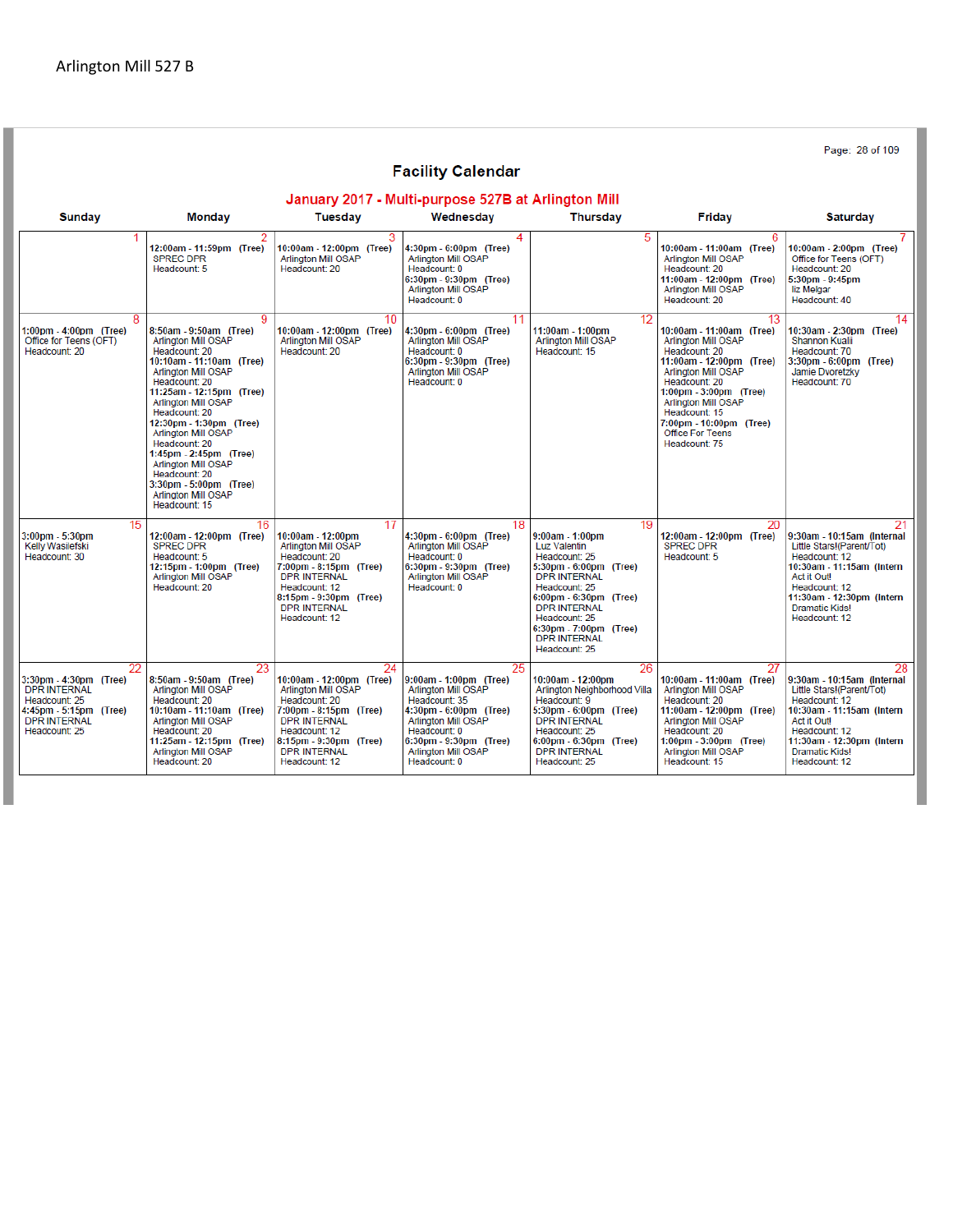Arlington Mill 527 B

## Facility Calendar

### January 2017 - Multi-purpose 527B at Arlington Mill

| Sunday | Monday | Tuesday | Wednesday | Thursday | Friday | Saturday |
|---|---|---|---|---|---|---|
| 1 | 2<br>12:00am - 11:59pm (Tree)<br>SPREC DPR<br>Headcount: 5 | 3<br>10:00am - 12:00pm (Tree)<br>Arlington Mill OSAP<br>Headcount: 20 | 4<br>4:30pm - 6:00pm (Tree)<br>Arlington Mill OSAP<br>Headcount: 0<br>6:30pm - 9:30pm (Tree)<br>Arlington Mill OSAP<br>Headcount: 0 | 5 | 6<br>10:00am - 11:00am (Tree)<br>Arlington Mill OSAP<br>Headcount: 20<br>11:00am - 12:00pm (Tree)<br>Arlington Mill OSAP<br>Headcount: 20 | 7<br>10:00am - 2:00pm (Tree)<br>Office for Teens (OFT)<br>Headcount: 20<br>5:30pm - 9:45pm<br>liz Melgar<br>Headcount: 40 |
| 8<br>1:00pm - 4:00pm (Tree)<br>Office for Teens (OFT)<br>Headcount: 20 | 9<br>8:50am - 9:50am (Tree)<br>Arlington Mill OSAP<br>Headcount: 20<br>10:10am - 11:10am (Tree)<br>Arlington Mill OSAP<br>Headcount: 20<br>11:25am - 12:15pm (Tree)<br>Arlington Mill OSAP<br>Headcount: 20<br>12:30pm - 1:30pm (Tree)<br>Arlington Mill OSAP<br>Headcount: 20<br>1:45pm - 2:45pm (Tree)<br>Arlington Mill OSAP<br>Headcount: 20<br>3:30pm - 5:00pm (Tree)<br>Arlington Mill OSAP<br>Headcount: 15 | 10<br>10:00am - 12:00pm (Tree)<br>Arlington Mill OSAP<br>Headcount: 20 | 11<br>4:30pm - 6:00pm (Tree)<br>Arlington Mill OSAP<br>Headcount: 0<br>6:30pm - 9:30pm (Tree)<br>Arlington Mill OSAP<br>Headcount: 0 | 12<br>11:00am - 1:00pm<br>Arlington Mill OSAP<br>Headcount: 15 | 13<br>10:00am - 11:00am (Tree)<br>Arlington Mill OSAP<br>Headcount: 20<br>11:00am - 12:00pm (Tree)<br>Arlington Mill OSAP<br>Headcount: 20<br>1:00pm - 3:00pm (Tree)<br>Arlington Mill OSAP<br>Headcount: 15<br>7:00pm - 10:00pm (Tree)<br>Office For Teens<br>Headcount: 75 | 14<br>10:30am - 2:30pm (Tree)<br>Shannon Kuali<br>Headcount: 70<br>3:30pm - 6:00pm (Tree)<br>Jamie Dvoretzky<br>Headcount: 70 |
| 15<br>3:00pm - 5:30pm<br>Kelly Wasilefski<br>Headcount: 30 | 16<br>12:00am - 12:00pm (Tree)<br>SPREC DPR<br>Headcount: 5<br>12:15pm - 1:00pm (Tree)<br>Arlington Mill OSAP<br>Headcount: 20 | 17<br>10:00am - 12:00pm<br>Arlington Mill OSAP<br>Headcount: 20<br>7:00pm - 8:15pm (Tree)<br>DPR INTERNAL<br>Headcount: 12<br>8:15pm - 9:30pm (Tree)<br>DPR INTERNAL<br>Headcount: 12 | 18<br>4:30pm - 6:00pm (Tree)<br>Arlington Mill OSAP<br>Headcount: 0<br>6:30pm - 9:30pm (Tree)<br>Arlington Mill OSAP<br>Headcount: 0 | 19<br>9:00am - 1:00pm<br>Luz Valentin<br>Headcount: 25<br>5:30pm - 6:00pm (Tree)<br>DPR INTERNAL<br>Headcount: 25<br>6:00pm - 6:30pm (Tree)<br>DPR INTERNAL<br>Headcount: 25<br>6:30pm - 7:00pm (Tree)<br>DPR INTERNAL<br>Headcount: 25 | 20<br>12:00am - 12:00pm (Tree)<br>SPREC DPR<br>Headcount: 5 | 21<br>9:30am - 10:15am (Internal<br>Little Stars!(Parent/Tot)<br>Headcount: 12<br>10:30am - 11:15am (Intern<br>Act it Out!<br>Headcount: 12<br>11:30am - 12:30pm (Intern<br>Dramatic Kids!<br>Headcount: 12 |
| 22<br>3:30pm - 4:30pm (Tree)<br>DPR INTERNAL<br>Headcount: 25<br>4:45pm - 5:15pm (Tree)<br>DPR INTERNAL<br>Headcount: 25 | 23<br>8:50am - 9:50am (Tree)<br>Arlington Mill OSAP<br>Headcount: 20<br>10:10am - 11:10am (Tree)<br>Arlington Mill OSAP<br>Headcount: 20<br>11:25am - 12:15pm (Tree)<br>Arlington Mill OSAP<br>Headcount: 20 | 24<br>10:00am - 12:00pm (Tree)<br>Arlington Mill OSAP<br>Headcount: 20<br>7:00pm - 8:15pm (Tree)<br>DPR INTERNAL<br>Headcount: 12<br>8:15pm - 9:30pm (Tree)<br>DPR INTERNAL<br>Headcount: 12 | 25<br>9:00am - 1:00pm (Tree)<br>Arlington Mill OSAP<br>Headcount: 35<br>4:30pm - 6:00pm (Tree)<br>Arlington Mill OSAP<br>Headcount: 0<br>6:30pm - 9:30pm (Tree)<br>Arlington Mill OSAP<br>Headcount: 0 | 26<br>10:00am - 12:00pm<br>Arlington Neighborhood Villa<br>Headcount: 9<br>5:30pm - 6:00pm (Tree)<br>DPR INTERNAL<br>Headcount: 25<br>6:00pm - 6:30pm (Tree)<br>DPR INTERNAL<br>Headcount: 25 | 27<br>10:00am - 11:00am (Tree)<br>Arlington Mill OSAP<br>Headcount: 20<br>11:00am - 12:00pm (Tree)<br>Arlington Mill OSAP<br>Headcount: 20<br>1:00pm - 3:00pm (Tree)<br>Arlington Mill OSAP<br>Headcount: 15 | 28<br>9:30am - 10:15am (Internal<br>Little Stars!(Parent/Tot)<br>Headcount: 12<br>10:30am - 11:15am (Intern<br>Act it Out!<br>Headcount: 12<br>11:30am - 12:30pm (Intern<br>Dramatic Kids!<br>Headcount: 12 |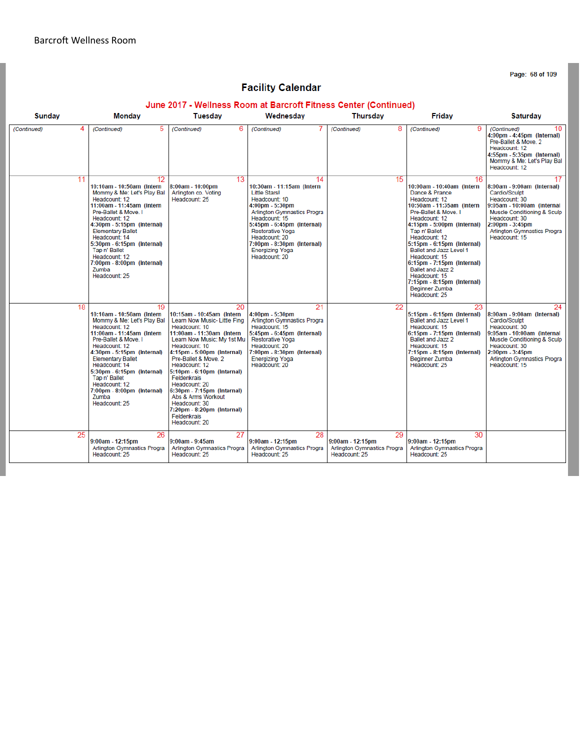Barcroft Wellness Room

# Facility Calendar

## June 2017 - Wellness Room at Barcroft Fitness Center (Continued)

| Sunday | Monday | Tuesday | Wednesday | Thursday | Friday | Saturday |
|---|---|---|---|---|---|---|
| *(Continued)* 4 | *(Continued)* 5 | *(Continued)* 6 | *(Continued)* 7 | *(Continued)* 8 | *(Continued)* 9 | *(Continued)* 10<br>**4:00pm - 4:45pm (Internal)**<br>Pre-Ballet & Move. 2<br>Headcount: 12<br>**4:55pm - 5:35pm (Internal)**<br>Mommy & Me: Let's Play Bal<br>Headcount: 12 |
| 11 | 12<br>**10:10am - 10:50am (Intern**<br>Mommy & Me: Let's Play Bal<br>Headcount: 12<br>**11:00am - 11:45am (Intern**<br>Pre-Ballet & Move. I<br>Headcount: 12<br>**4:30pm - 5:15pm (Internal)**<br>Elementary Ballet<br>Headcount: 14<br>**5:30pm - 6:15pm (Internal)**<br>Tap n' Ballet<br>Headcount: 12<br>**7:00pm - 8:00pm (Internal)**<br>Zumba<br>Headcount: 25 | 13<br>**8:00am - 10:00pm**<br>Arlington co. Voting<br>Headcount: 25 | 14<br>**10:30am - 11:15am (Intern**<br>Little Stars!<br>Headcount: 10<br>**4:00pm - 5:30pm**<br>Arlington Gymnastics Progra<br>Headcount: 15<br>**5:45pm - 6:45pm (Internal)**<br>Restorative Yoga<br>Headcount: 20<br>**7:00pm - 8:30pm (Internal)**<br>Energizing Yoga<br>Headcount: 20 | 15 | 16<br>**10:00am - 10:40am (Intern**<br>Dance & Prance<br>Headcount: 12<br>**10:50am - 11:35am (Intern**<br>Pre-Ballet & Move. I<br>Headcount: 12<br>**4:15pm - 5:00pm (Internal)**<br>Tap n' Ballet<br>Headcount: 12<br>**5:15pm - 6:15pm (Internal)**<br>Ballet and Jazz Level 1<br>Headcount: 15<br>**6:15pm - 7:15pm (Internal)**<br>Ballet and Jazz 2<br>Headcount: 15<br>**7:15pm - 8:15pm (Internal)**<br>Beginner Zumba<br>Headcount: 25 | 17<br>**8:00am - 9:00am (Internal)**<br>Cardio/Sculpt<br>Headcount: 30<br>**9:05am - 10:00am (Internal**<br>Muscle Conditioning & Sculp<br>Headcount: 30<br>**2:00pm - 3:45pm**<br>Arlington Gymnastics Progra<br>Headcount: 15 |
| 18 | 19<br>**10:10am - 10:50am (Intern**<br>Mommy & Me: Let's Play Bal<br>Headcount: 12<br>**11:00am - 11:45am (Intern**<br>Pre-Ballet & Move. I<br>Headcount: 12<br>**4:30pm - 5:15pm (Internal)**<br>Elementary Ballet<br>Headcount: 14<br>**5:30pm - 6:15pm (Internal)**<br>Tap n' Ballet<br>Headcount: 12<br>**7:00pm - 8:00pm (Internal)**<br>Zumba<br>Headcount: 25 | 20<br>**10:15am - 10:45am (Intern**<br>Learn Now Music- Little Fing<br>Headcount: 10<br>**11:00am - 11:30am (Intern**<br>Learn Now Music: My 1st Mu<br>Headcount: 10<br>**4:15pm - 5:00pm (Internal)**<br>Pre-Ballet & Move. 2<br>Headcount: 12<br>**5:10pm - 6:10pm (Internal)**<br>Feldenkrais<br>Headcount: 20<br>**6:30pm - 7:15pm (Internal)**<br>Abs & Arms Workout<br>Headcount: 30<br>**7:20pm - 8:20pm (Internal)**<br>Feldenkrais<br>Headcount: 20 | 21<br>**4:00pm - 5:30pm**<br>Arlington Gymnastics Progra<br>Headcount: 15<br>**5:45pm - 6:45pm (Internal)**<br>Restorative Yoga<br>Headcount: 20<br>**7:00pm - 8:30pm (Internal)**<br>Energizing Yoga<br>Headcount: 20 | 22 | 23<br>**5:15pm - 6:15pm (Internal)**<br>Ballet and Jazz Level 1<br>Headcount: 15<br>**6:15pm - 7:15pm (Internal)**<br>Ballet and Jazz 2<br>Headcount: 15<br>**7:15pm - 8:15pm (Internal)**<br>Beginner Zumba<br>Headcount: 25 | 24<br>**8:00am - 9:00am (Internal)**<br>Cardio/Sculpt<br>Headcount: 30<br>**9:05am - 10:00am (Internal**<br>Muscle Conditioning & Sculp<br>Headcount: 30<br>**2:00pm - 3:45pm**<br>Arlington Gymnastics Progra<br>Headcount: 15 |
| 25 | 26<br>**9:00am - 12:15pm**<br>Arlington Gymnastics Progra<br>Headcount: 25 | 27<br>**9:00am - 9:45am**<br>Arlington Gymnastics Progra<br>Headcount: 25 | 28<br>**9:00am - 12:15pm**<br>Arlington Gymnastics Progra<br>Headcount: 25 | 29<br>**9:00am - 12:15pm**<br>Arlington Gymnastics Progra<br>Headcount: 25 | 30<br>**9:00am - 12:15pm**<br>Arlington Gymnastics Progra<br>Headcount: 25 | |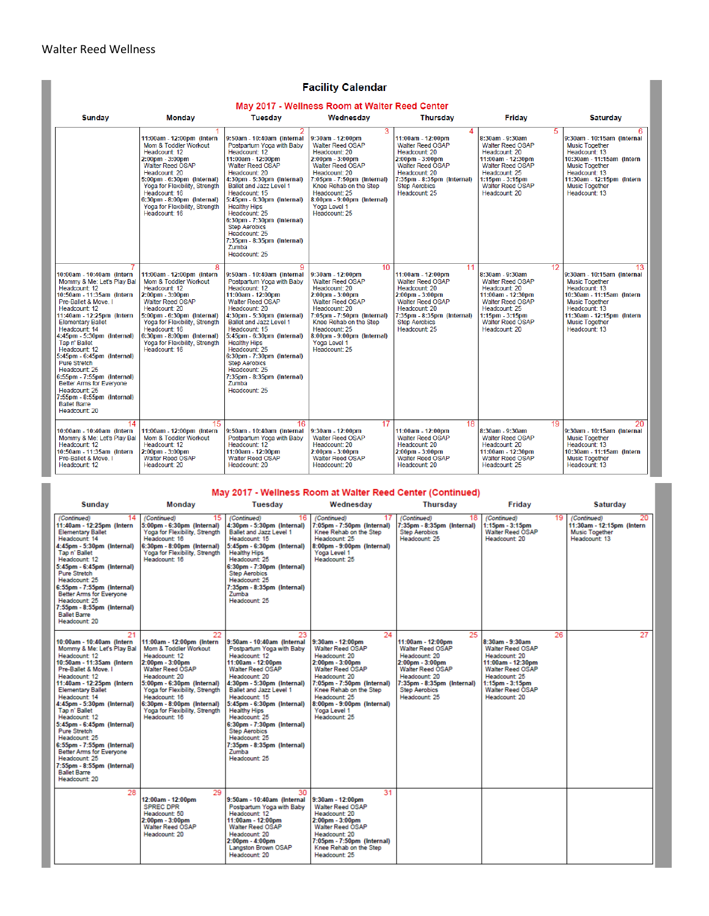Walter Reed Wellness

## Facility Calendar

### May 2017 - Wellness Room at Walter Reed Center

| Sunday | Monday | Tuesday | Wednesday | Thursday | Friday | Saturday |
|---|---|---|---|---|---|---|
| | 1<br>11:00am - 12:00pm (Intern<br>Mom & Toddler Workout<br>Headcount: 12<br>2:00pm - 3:00pm<br>Walter Reed OSAP<br>Headcount: 20<br>5:00pm - 6:30pm (Internal)<br>Yoga for Flexibility, Strength<br>Headcount: 16<br>6:30pm - 8:00pm (Internal)<br>Yoga for Flexibility, Strength<br>Headcount: 16 | 2<br>9:50am - 10:40am (Internal<br>Postpartum Yoga with Baby<br>Headcount: 12<br>11:00am - 12:00pm<br>Walter Reed OSAP<br>Headcount: 20<br>4:30pm - 5:30pm (Internal)<br>Ballet and Jazz Level 1<br>Headcount: 15<br>5:45pm - 6:30pm (Internal)<br>Healthy Hips<br>Headcount: 25<br>6:30pm - 7:30pm (Internal)<br>Step Aerobics<br>Headcount: 25<br>7:35pm - 8:35pm (Internal)<br>Zumba<br>Headcount: 25 | 3<br>9:30am - 12:00pm<br>Walter Reed OSAP<br>Headcount: 20<br>2:00pm - 3:00pm<br>Walter Reed OSAP<br>Headcount: 20<br>7:05pm - 7:50pm (Internal)<br>Knee Rehab on the Step<br>Headcount: 25<br>8:00pm - 9:00pm (Internal)<br>Yoga Level 1<br>Headcount: 25 | 4<br>11:00am - 12:00pm<br>Walter Reed OSAP<br>Headcount: 20<br>2:00pm - 3:00pm<br>Walter Reed OSAP<br>Headcount: 20<br>7:35pm - 8:35pm (Internal)<br>Step Aerobics<br>Headcount: 25 | 5<br>8:30am - 9:30am<br>Walter Reed OSAP<br>Headcount: 20<br>11:00am - 12:30pm<br>Walter Reed OSAP<br>Headcount: 25<br>1:15pm - 3:15pm<br>Walter Reed OSAP<br>Headcount: 20 | 6<br>9:30am - 10:15am (Internal<br>Music Together<br>Headcount: 13<br>10:30am - 11:15am (Intern<br>Music Together<br>Headcount: 13<br>11:30am - 12:15pm (Intern<br>Music Together<br>Headcount: 13 |
| 7<br>10:00am - 10:40am (Intern<br>Mommy & Me: Let's Play Bal<br>Headcount: 12<br>10:50am - 11:35am (Intern<br>Pre-Ballet & Move. I<br>Headcount: 12<br>11:40am - 12:25pm (Intern<br>Elementary Ballet<br>Headcount: 14<br>4:45pm - 5:30pm (Internal)<br>Tap n' Ballet<br>Headcount: 12<br>5:45pm - 6:45pm (Internal)<br>Pure Stretch<br>Headcount: 25<br>6:55pm - 7:55pm (Internal)<br>Better Arms for Everyone<br>Headcount: 25<br>7:55pm - 8:55pm (Internal)<br>Ballet Barre<br>Headcount: 20 | 8<br>11:00am - 12:00pm (Intern<br>Mom & Toddler Workout<br>Headcount: 12<br>2:00pm - 3:00pm<br>Walter Reed OSAP<br>Headcount: 20<br>5:00pm - 6:30pm (Internal)<br>Yoga for Flexibility, Strength<br>Headcount: 16<br>6:30pm - 8:00pm (Internal)<br>Yoga for Flexibility, Strength<br>Headcount: 16 | 9<br>9:50am - 10:40am (Internal<br>Postpartum Yoga with Baby<br>Headcount: 12<br>11:00am - 12:00pm<br>Walter Reed OSAP<br>Headcount: 20<br>4:30pm - 5:30pm (Internal)<br>Ballet and Jazz Level 1<br>Headcount: 15<br>5:45pm - 6:30pm (Internal)<br>Healthy Hips<br>Headcount: 25<br>6:30pm - 7:30pm (Internal)<br>Step Aerobics<br>Headcount: 25<br>7:35pm - 8:35pm (Internal)<br>Zumba<br>Headcount: 25 | 10<br>9:30am - 12:00pm<br>Walter Reed OSAP<br>Headcount: 20<br>2:00pm - 3:00pm<br>Walter Reed OSAP<br>Headcount: 20<br>7:05pm - 7:50pm (Internal)<br>Knee Rehab on the Step<br>Headcount: 25<br>8:00pm - 9:00pm (Internal)<br>Yoga Level 1<br>Headcount: 25 | 11<br>11:00am - 12:00pm<br>Walter Reed OSAP<br>Headcount: 20<br>2:00pm - 3:00pm<br>Walter Reed OSAP<br>Headcount: 20<br>7:35pm - 8:35pm (Internal)<br>Step Aerobics<br>Headcount: 25 | 12<br>8:30am - 9:30am<br>Walter Reed OSAP<br>Headcount: 20<br>11:00am - 12:30pm<br>Walter Reed OSAP<br>Headcount: 25<br>1:15pm - 3:15pm<br>Walter Reed OSAP<br>Headcount: 20 | 13<br>9:30am - 10:15am (Internal<br>Music Together<br>Headcount: 13<br>10:30am - 11:15am (Intern<br>Music Together<br>Headcount: 13<br>11:30am - 12:15pm (Intern<br>Music Together<br>Headcount: 13 |
| 14<br>10:00am - 10:40am (Intern<br>Mommy & Me: Let's Play Bal<br>Headcount: 12<br>10:50am - 11:35am (Intern<br>Pre-Ballet & Move. I<br>Headcount: 12 | 15<br>11:00am - 12:00pm (Intern<br>Mom & Toddler Workout<br>Headcount: 12<br>2:00pm - 3:00pm<br>Walter Reed OSAP<br>Headcount: 20 | 16<br>9:50am - 10:40am (Internal<br>Postpartum Yoga with Baby<br>Headcount: 12<br>11:00am - 12:00pm<br>Walter Reed OSAP<br>Headcount: 20 | 17<br>9:30am - 12:00pm<br>Walter Reed OSAP<br>Headcount: 20<br>2:00pm - 3:00pm<br>Walter Reed OSAP<br>Headcount: 20 | 18<br>11:00am - 12:00pm<br>Walter Reed OSAP<br>Headcount: 20<br>2:00pm - 3:00pm<br>Walter Reed OSAP<br>Headcount: 20 | 19<br>8:30am - 9:30am<br>Walter Reed OSAP<br>Headcount: 20<br>11:00am - 12:30pm<br>Walter Reed OSAP<br>Headcount: 25 | 20<br>9:30am - 10:15am (Internal<br>Music Together<br>Headcount: 13<br>10:30am - 11:15am (Intern<br>Music Together<br>Headcount: 13 |

### May 2017 - Wellness Room at Walter Reed Center (Continued)

| Sunday | Monday | Tuesday | Wednesday | Thursday | Friday | Saturday |
|---|---|---|---|---|---|---|
| (Continued) 14<br>11:40am - 12:25pm (Intern<br>Elementary Ballet<br>Headcount: 14<br>4:45pm - 5:30pm (Internal)<br>Tap n' Ballet<br>Headcount: 12<br>5:45pm - 6:45pm (Internal)<br>Pure Stretch<br>Headcount: 25<br>6:55pm - 7:55pm (Internal)<br>Better Arms for Everyone<br>Headcount: 25<br>7:55pm - 8:55pm (Internal)<br>Ballet Barre<br>Headcount: 20 | (Continued) 15<br>5:00pm - 6:30pm (Internal)<br>Yoga for Flexibility, Strength<br>Headcount: 16<br>6:30pm - 8:00pm (Internal)<br>Yoga for Flexibility, Strength<br>Headcount: 16 | (Continued) 16<br>4:30pm - 5:30pm (Internal)<br>Ballet and Jazz Level 1<br>Headcount: 15<br>5:45pm - 6:30pm (Internal)<br>Healthy Hips<br>Headcount: 25<br>6:30pm - 7:30pm (Internal)<br>Step Aerobics<br>Headcount: 25<br>7:35pm - 8:35pm (Internal)<br>Zumba<br>Headcount: 25 | (Continued) 17<br>7:05pm - 7:50pm (Internal)<br>Knee Rehab on the Step<br>Headcount: 25<br>8:00pm - 9:00pm (Internal)<br>Yoga Level 1<br>Headcount: 25 | (Continued) 18<br>7:35pm - 8:35pm (Internal)<br>Step Aerobics<br>Headcount: 25 | (Continued) 19<br>1:15pm - 3:15pm<br>Walter Reed OSAP<br>Headcount: 20 | (Continued) 20<br>11:30am - 12:15pm (Intern<br>Music Together<br>Headcount: 13 |
| 21<br>10:00am - 10:40am (Intern<br>Mommy & Me: Let's Play Bal<br>Headcount: 12<br>10:50am - 11:35am (Intern<br>Pre-Ballet & Move. I<br>Headcount: 12<br>11:40am - 12:25pm (Intern<br>Elementary Ballet<br>Headcount: 14<br>4:45pm - 5:30pm (Internal)<br>Tap n' Ballet<br>Headcount: 12<br>5:45pm - 6:45pm (Internal)<br>Pure Stretch<br>Headcount: 25<br>6:55pm - 7:55pm (Internal)<br>Better Arms for Everyone<br>Headcount: 25<br>7:55pm - 8:55pm (Internal)<br>Ballet Barre<br>Headcount: 20 | 22<br>11:00am - 12:00pm (Intern<br>Mom & Toddler Workout<br>Headcount: 12<br>2:00pm - 3:00pm<br>Walter Reed OSAP<br>Headcount: 20<br>5:00pm - 6:30pm (Internal)<br>Yoga for Flexibility, Strength<br>Headcount: 16<br>6:30pm - 8:00pm (Internal)<br>Yoga for Flexibility, Strength<br>Headcount: 16 | 23<br>9:50am - 10:40am (Internal<br>Postpartum Yoga with Baby<br>Headcount: 12<br>11:00am - 12:00pm<br>Walter Reed OSAP<br>Headcount: 20<br>4:30pm - 5:30pm (Internal)<br>Ballet and Jazz Level 1<br>Headcount: 15<br>5:45pm - 6:30pm (Internal)<br>Healthy Hips<br>Headcount: 25<br>6:30pm - 7:30pm (Internal)<br>Step Aerobics<br>Headcount: 25<br>7:35pm - 8:35pm (Internal)<br>Zumba<br>Headcount: 25 | 24<br>9:30am - 12:00pm<br>Walter Reed OSAP<br>Headcount: 20<br>2:00pm - 3:00pm<br>Walter Reed OSAP<br>Headcount: 20<br>7:05pm - 7:50pm (Internal)<br>Knee Rehab on the Step<br>Headcount: 25<br>8:00pm - 9:00pm (Internal)<br>Yoga Level 1<br>Headcount: 25 | 25<br>11:00am - 12:00pm<br>Walter Reed OSAP<br>Headcount: 20<br>2:00pm - 3:00pm<br>Walter Reed OSAP<br>Headcount: 20<br>7:35pm - 8:35pm (Internal)<br>Step Aerobics<br>Headcount: 25 | 26<br>8:30am - 9:30am<br>Walter Reed OSAP<br>Headcount: 20<br>11:00am - 12:30pm<br>Walter Reed OSAP<br>Headcount: 25<br>1:15pm - 3:15pm<br>Walter Reed OSAP<br>Headcount: 20 | 27 |
| 28 | 29<br>12:00am - 12:00pm<br>SPREC DPR<br>Headcount: 50<br>2:00pm - 3:00pm<br>Walter Reed OSAP<br>Headcount: 20 | 30<br>9:50am - 10:40am (Internal<br>Postpartum Yoga with Baby<br>Headcount: 12<br>11:00am - 12:00pm<br>Walter Reed OSAP<br>Headcount: 20<br>2:00pm - 4:00pm<br>Langston Brown OSAP<br>Headcount: 20 | 31<br>9:30am - 12:00pm<br>Walter Reed OSAP<br>Headcount: 20<br>2:00pm - 3:00pm<br>Walter Reed OSAP<br>Headcount: 20<br>7:05pm - 7:50pm (Internal)<br>Knee Rehab on the Step<br>Headcount: 25 | | | |